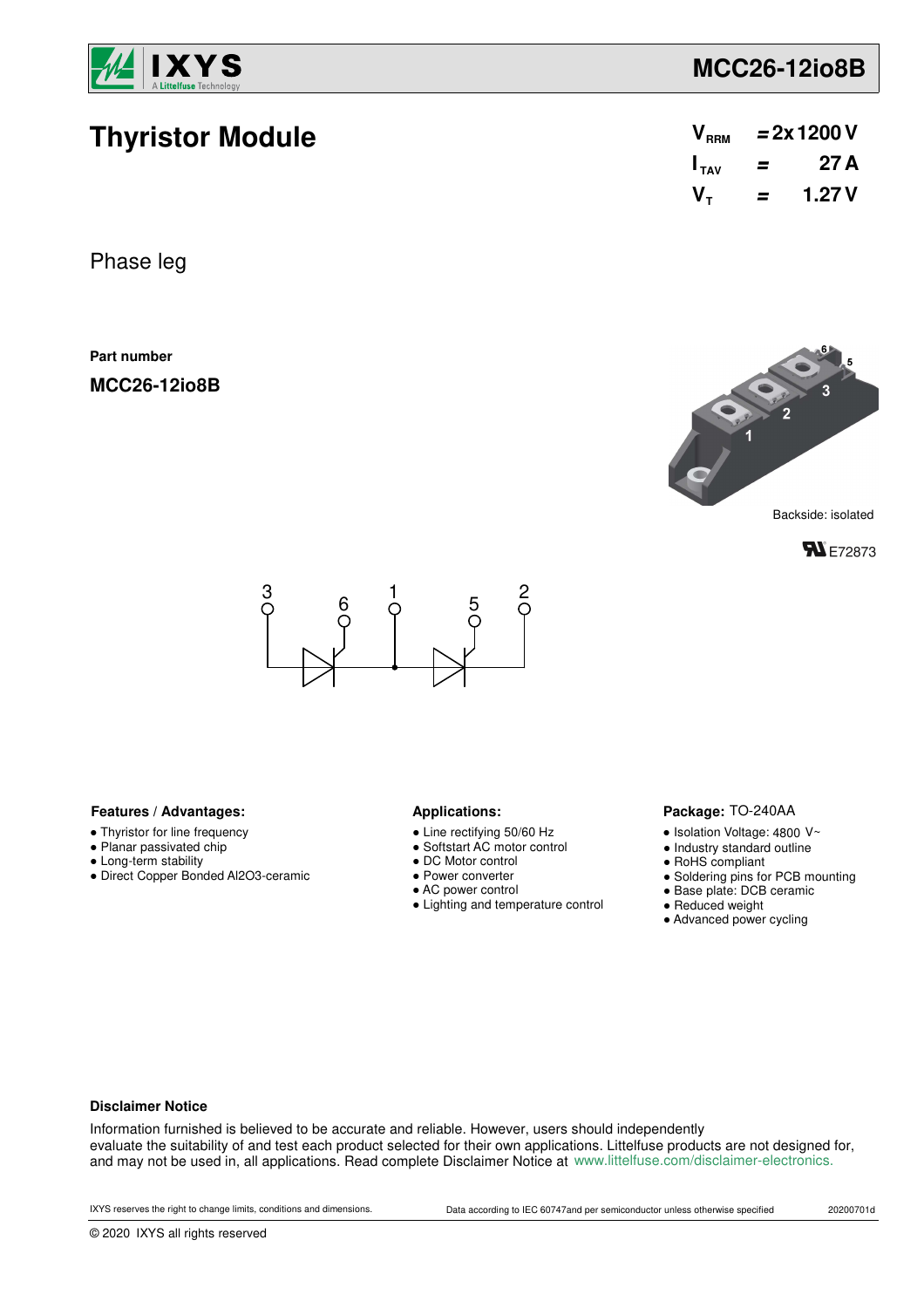# Thyristor Module

| | | |
|---|---|---|
| $V_{RRM}$ | = | 2x 1200 V |
| $I_{TAV}$ | = | 27 A |
| $V_T$ | = | 1.27 V |

Phase leg

**Part number**

**MCC26-12io8B**

Backside: isolated

E72873

3 6 1 5 2

**Features / Advantages:**

- Thyristor for line frequency
- Planar passivated chip
- Long-term stability
- Direct Copper Bonded Al2O3-ceramic

**Applications:**

- Line rectifying 50/60 Hz
- Softstart AC motor control
- DC Motor control
- Power converter
- AC power control
- Lighting and temperature control

**Package:** TO-240AA

- Isolation Voltage: 4800 V~
- Industry standard outline
- RoHS compliant
- Soldering pins for PCB mounting
- Base plate: DCB ceramic
- Reduced weight
- Advanced power cycling

**Disclaimer Notice**

Information furnished is believed to be accurate and reliable. However, users should independently evaluate the suitability of and test each product selected for their own applications. Littelfuse products are not designed for, and may not be used in, all applications. Read complete Disclaimer Notice at www.littelfuse.com/disclaimer-electronics.

IXYS reserves the right to change limits, conditions and dimensions. Data according to IEC 60747and per semiconductor unless otherwise specified 20200701d

© 2020 IXYS all rights reserved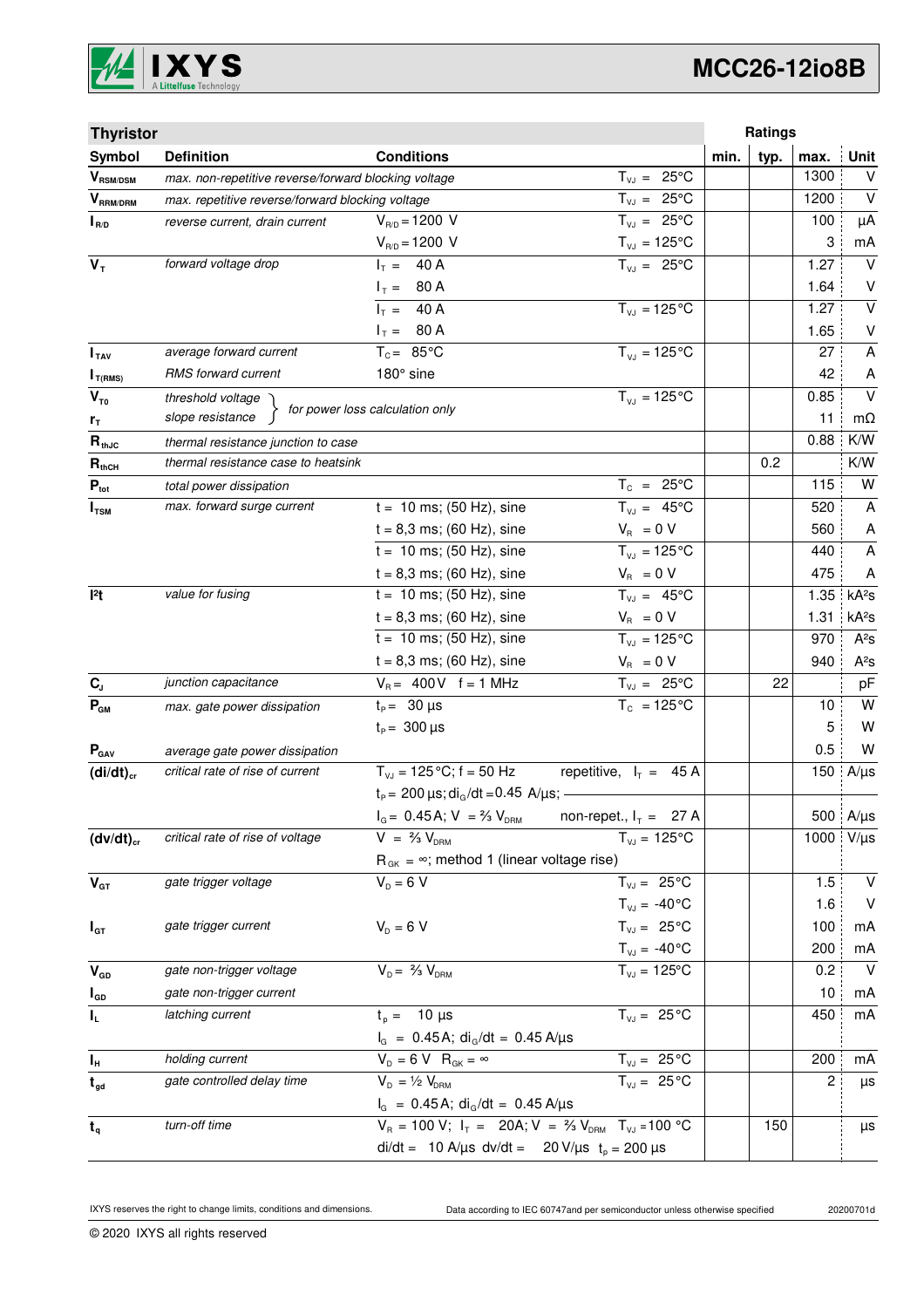## Thyristor

| Symbol | Definition | Conditions | | Ratings min. | typ. | max. | Unit |
|---|---|---|---|---|---|---|---|
| $V_{RSM/DSM}$ | *max. non-repetitive reverse/forward blocking voltage* | | $T_{VJ}$ = 25°C | | | 1300 | V |
| $V_{RRM/DRM}$ | *max. repetitive reverse/forward blocking voltage* | | $T_{VJ}$ = 25°C | | | 1200 | V |
| $I_{R/D}$ | *reverse current, drain current* | $V_{R/D}$ = 1200 V | $T_{VJ}$ = 25°C | | | 100 | µA |
| | | $V_{R/D}$ = 1200 V | $T_{VJ}$ = 125°C | | | 3 | mA |
| $V_T$ | *forward voltage drop* | $I_T$ = 40 A | $T_{VJ}$ = 25°C | | | 1.27 | V |
| | | $I_T$ = 80 A | | | | 1.64 | V |
| | | $I_T$ = 40 A | $T_{VJ}$ = 125°C | | | 1.27 | V |
| | | $I_T$ = 80 A | | | | 1.65 | V |
| $I_{TAV}$ | *average forward current* | $T_C$ = 85°C | $T_{VJ}$ = 125°C | | | 27 | A |
| $I_{T(RMS)}$ | *RMS forward current* | 180° sine | | | | 42 | A |
| $V_{T0}$ | *threshold voltage* | *for power loss calculation only* | $T_{VJ}$ = 125°C | | | 0.85 | V |
| $r_T$ | *slope resistance* | | | | | 11 | mΩ |
| $R_{thJC}$ | *thermal resistance junction to case* | | | | | 0.88 | K/W |
| $R_{thCH}$ | *thermal resistance case to heatsink* | | | | 0.2 | | K/W |
| $P_{tot}$ | *total power dissipation* | | $T_C$ = 25°C | | | 115 | W |
| $I_{TSM}$ | *max. forward surge current* | t = 10 ms; (50 Hz), sine | $T_{VJ}$ = 45°C | | | 520 | A |
| | | t = 8,3 ms; (60 Hz), sine | $V_R$ = 0 V | | | 560 | A |
| | | t = 10 ms; (50 Hz), sine | $T_{VJ}$ = 125°C | | | 440 | A |
| | | t = 8,3 ms; (60 Hz), sine | $V_R$ = 0 V | | | 475 | A |
| $I^2t$ | *value for fusing* | t = 10 ms; (50 Hz), sine | $T_{VJ}$ = 45°C | | | 1.35 | kA²s |
| | | t = 8,3 ms; (60 Hz), sine | $V_R$ = 0 V | | | 1.31 | kA²s |
| | | t = 10 ms; (50 Hz), sine | $T_{VJ}$ = 125°C | | | 970 | A²s |
| | | t = 8,3 ms; (60 Hz), sine | $V_R$ = 0 V | | | 940 | A²s |
| $C_J$ | *junction capacitance* | $V_R$ = 400 V f = 1 MHz | $T_{VJ}$ = 25°C | | 22 | | pF |
| $P_{GM}$ | *max. gate power dissipation* | $t_P$ = 30 µs | $T_C$ = 125°C | | | 10 | W |
| | | $t_P$ = 300 µs | | | | 5 | W |
| $P_{GAV}$ | *average gate power dissipation* | | | | | 0.5 | W |
| $(di/dt)_{cr}$ | *critical rate of rise of current* | $T_{VJ}$ = 125°C; f = 50 Hz | repetitive, $I_T$ = 45 A | | | 150 | A/µs |
| | | $t_P$ = 200 µs; $di_G/dt$ = 0.45 A/µs; | | | | | |
| | | $I_G$ = 0.45 A; V = ⅔ $V_{DRM}$ | non-repet., $I_T$ = 27 A | | | 500 | A/µs |
| $(dv/dt)_{cr}$ | *critical rate of rise of voltage* | V = ⅔ $V_{DRM}$ | $T_{VJ}$ = 125°C | | | 1000 | V/µs |
| | | $R_{GK}$ = ∞; method 1 (linear voltage rise) | | | | | |
| $V_{GT}$ | *gate trigger voltage* | $V_D$ = 6 V | $T_{VJ}$ = 25°C | | | 1.5 | V |
| | | | $T_{VJ}$ = -40°C | | | 1.6 | V |
| $I_{GT}$ | *gate trigger current* | $V_D$ = 6 V | $T_{VJ}$ = 25°C | | | 100 | mA |
| | | | $T_{VJ}$ = -40°C | | | 200 | mA |
| $V_{GD}$ | *gate non-trigger voltage* | $V_D$ = ⅔ $V_{DRM}$ | $T_{VJ}$ = 125°C | | | 0.2 | V |
| $I_{GD}$ | *gate non-trigger current* | | | | | 10 | mA |
| $I_L$ | *latching current* | $t_p$ = 10 µs | $T_{VJ}$ = 25°C | | | 450 | mA |
| | | $I_G$ = 0.45 A; $di_G/dt$ = 0.45 A/µs | | | | | |
| $I_H$ | *holding current* | $V_D$ = 6 V $R_{GK}$ = ∞ | $T_{VJ}$ = 25°C | | | 200 | mA |
| $t_{gd}$ | *gate controlled delay time* | $V_D$ = ½ $V_{DRM}$ | $T_{VJ}$ = 25°C | | | 2 | µs |
| | | $I_G$ = 0.45 A; $di_G/dt$ = 0.45 A/µs | | | | | |
| $t_q$ | *turn-off time* | $V_R$ = 100 V; $I_T$ = 20A; V = ⅔ $V_{DRM}$ | $T_{VJ}$ = 100 °C | | 150 | | µs |
| | | di/dt = 10 A/µs dv/dt = 20 V/µs $t_p$ = 200 µs | | | | | |

IXYS reserves the right to change limits, conditions and dimensions.

Data according to IEC 60747and per semiconductor unless otherwise specified

20200701d

© 2020 IXYS all rights reserved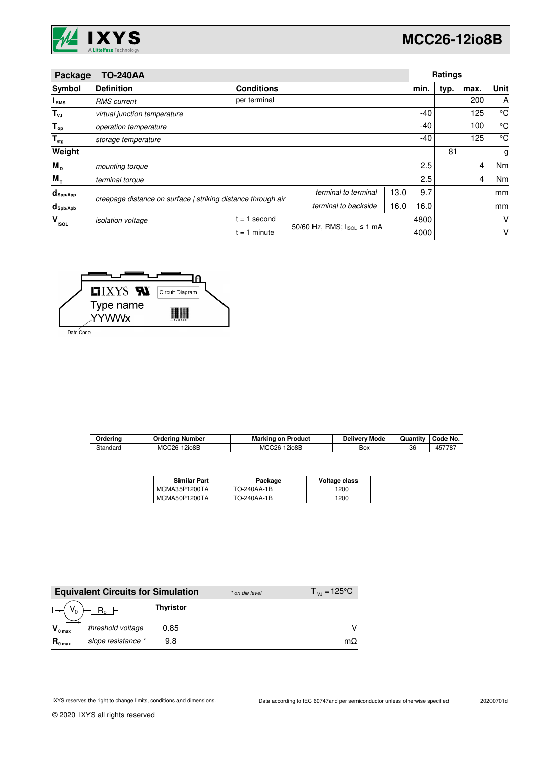| Package | TO-240AA | | | | Ratings | | | |
|---|---|---|---|---|---|---|---|---|
| **Symbol** | **Definition** | **Conditions** | | | **min.** | **typ.** | **max.** | **Unit** |
| $I_{RMS}$ | *RMS current* | per terminal | | | | | 200 | A |
| $T_{VJ}$ | *virtual junction temperature* | | | | -40 | | 125 | °C |
| $T_{op}$ | *operation temperature* | | | | -40 | | 100 | °C |
| $T_{stg}$ | *storage temperature* | | | | -40 | | 125 | °C |
| **Weight** | | | | | | 81 | | g |
| $M_D$ | *mounting torque* | | | | 2.5 | | 4 | Nm |
| $M_T$ | *terminal torque* | | | | 2.5 | | 4 | Nm |
| $d_{Spp/App}$ | *creepage distance on surface \| striking distance through air* | | *terminal to terminal* | 13.0 | 9.7 | | | mm |
| $d_{Spb/Apb}$ | | | *terminal to backside* | 16.0 | 16.0 | | | mm |
| $V_{ISOL}$ | *isolation voltage* | t = 1 second | 50/60 Hz, RMS; $I_{ISOL} \leq 1$ mA | | 4800 | | | V |
| | | t = 1 minute | | | 4000 | | | V |

IXYS
Circuit Diagram
Type name
YYWWx
123456
Date Code

| Ordering | Ordering Number | Marking on Product | Delivery Mode | Quantity | Code No. |
|---|---|---|---|---|---|
| Standard | MCC26-12io8B | MCC26-12io8B | Box | 36 | 457787 |

| Similar Part | Package | Voltage class |
|---|---|---|
| MCMA35P1200TA | TO-240AA-1B | 1200 |
| MCMA50P1200TA | TO-240AA-1B | 1200 |

| **Equivalent Circuits for Simulation** | | *\* on die level* | $T_{VJ} = 125°C$ |
|---|---|---|---|
| I → $V_0$ – $R_0$ | | **Thyristor** | |
| $V_{0\ max}$ | *threshold voltage* | 0.85 | V |
| $R_{0\ max}$ | *slope resistance \** | 9.8 | mΩ |

IXYS reserves the right to change limits, conditions and dimensions.

Data according to IEC 60747and per semiconductor unless otherwise specified

20200701d

© 2020 IXYS all rights reserved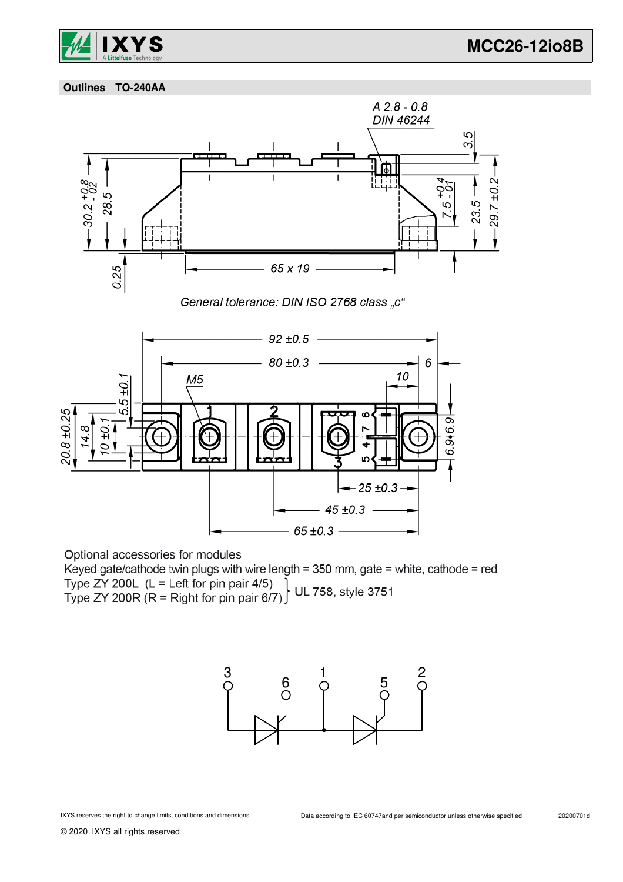## Outlines TO-240AA

A 2.8 - 0.8
DIN 46244

3.5
30.2 +0.8 -0.2
28.5
7.5 +0.4 -0.1
23.5
29.7 ±0.2
0.25
65 x 19

General tolerance: DIN ISO 2768 class „c“

92 ±0.5
80 ±0.3
6
10
M5
5.5 ±0.1
20.8 ±0.25
14.8
10 ±0.1
6.9
6.9
1
2
3
6
7
4
5
25 ±0.3
45 ±0.3
65 ±0.3

Optional accessories for modules
Keyed gate/cathode twin plugs with wire length = 350 mm, gate = white, cathode = red
Type ZY 200L (L = Left for pin pair 4/5)
Type ZY 200R (R = Right for pin pair 6/7)
UL 758, style 3751

3 6 1 5 2

IXYS reserves the right to change limits, conditions and dimensions.

Data according to IEC 60747and per semiconductor unless otherwise specified

20200701d

© 2020 IXYS all rights reserved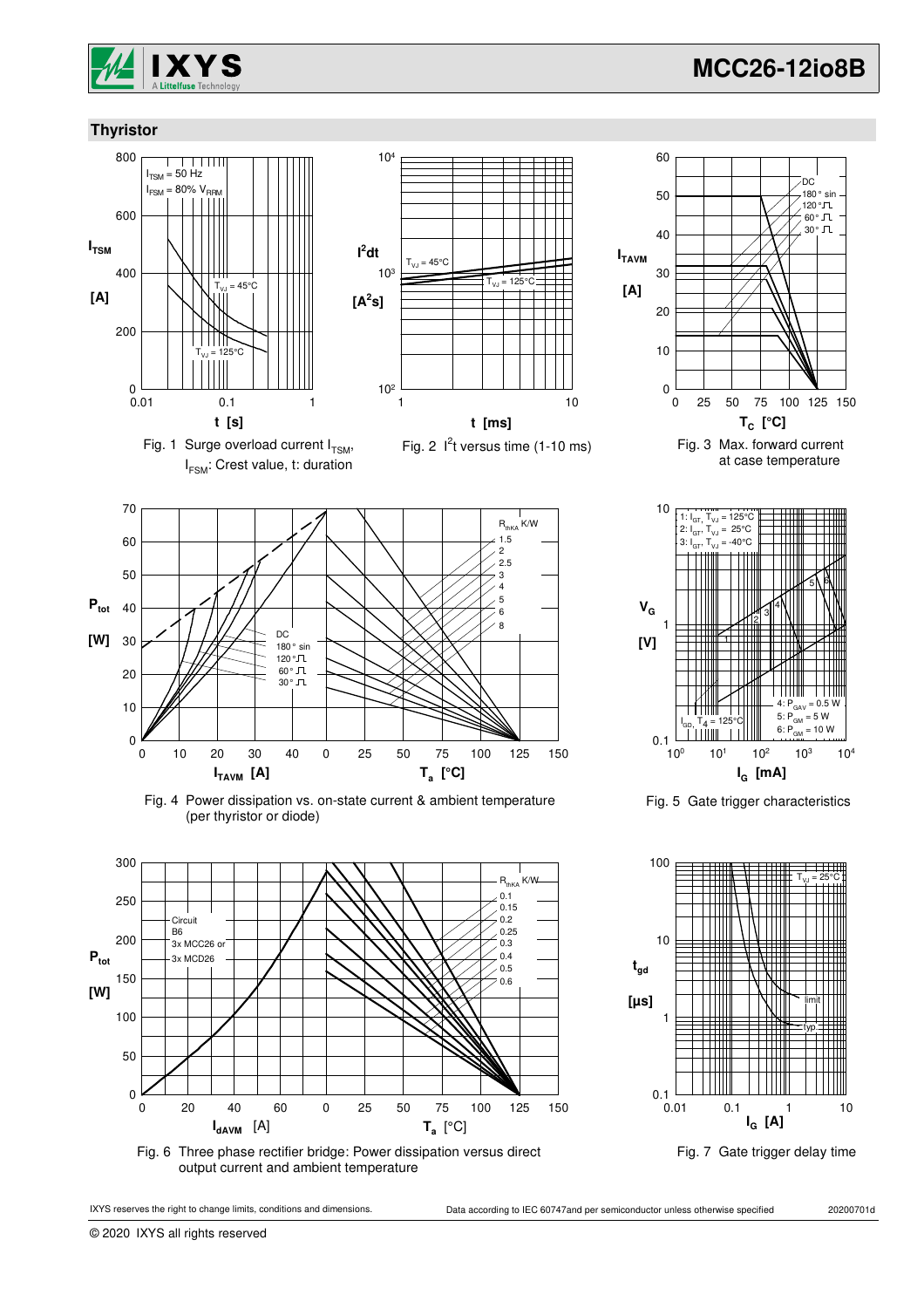## Thyristor

Fig. 1 Surge overload current $I_{TSM}$, $I_{FSM}$: Crest value, t: duration

Fig. 2 $I^2t$ versus time (1-10 ms)

Fig. 3 Max. forward current at case temperature

Fig. 4 Power dissipation vs. on-state current & ambient temperature (per thyristor or diode)

Fig. 5 Gate trigger characteristics

Fig. 6 Three phase rectifier bridge: Power dissipation versus direct output current and ambient temperature

Fig. 7 Gate trigger delay time

IXYS reserves the right to change limits, conditions and dimensions.

Data according to IEC 60747and per semiconductor unless otherwise specified

20200701d

© 2020 IXYS all rights reserved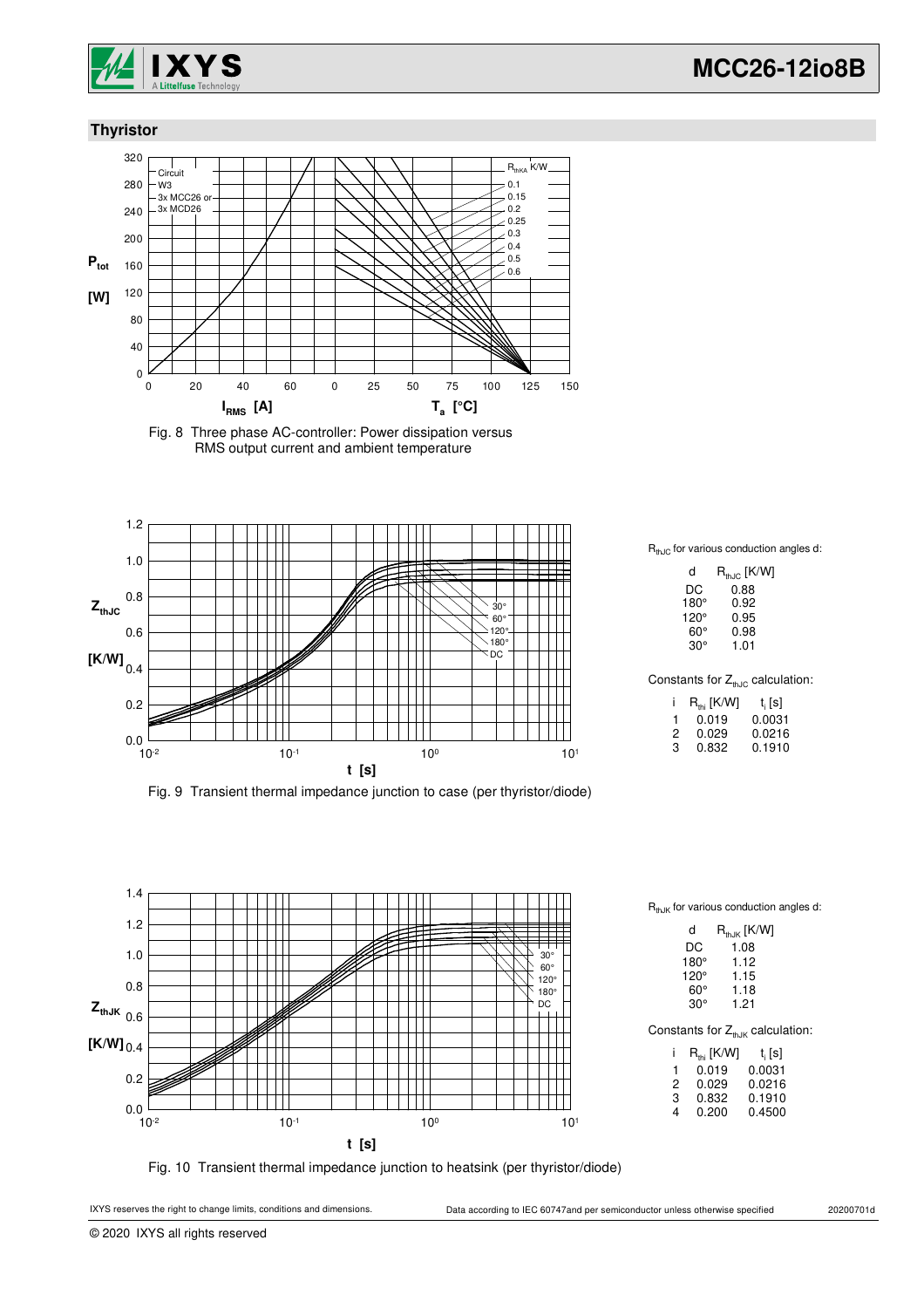## Thyristor

Circuit
W3
3x MCC26 or
3x MCD26

$R_{thKA}$ K/W
0.1
0.15
0.2
0.25
0.3
0.4
0.5
0.6

$P_{tot}$

[W]

320
280
240
200
160
120
80
40
0

0 20 40 60
$I_{RMS}$ [A]

0 25 50 75 100 125 150
$T_a$ [°C]

Fig. 8 Three phase AC-controller: Power dissipation versus RMS output current and ambient temperature

$Z_{thJC}$

[K/W]

1.2
1.0
0.8
0.6
0.4
0.2
0.0

$10^{-2}$ $10^{-1}$ $10^{0}$ $10^{1}$

t [s]

30°
60°
120°
180°
DC

Fig. 9 Transient thermal impedance junction to case (per thyristor/diode)

$R_{thJC}$ for various conduction angles d:

| d | $R_{thJC}$ [K/W] |
|---|---|
| DC | 0.88 |
| 180° | 0.92 |
| 120° | 0.95 |
| 60° | 0.98 |
| 30° | 1.01 |

Constants for $Z_{thJC}$ calculation:

| i | $R_{thi}$ [K/W] | $t_i$ [s] |
|---|---|---|
| 1 | 0.019 | 0.0031 |
| 2 | 0.029 | 0.0216 |
| 3 | 0.832 | 0.1910 |

$Z_{thJK}$

[K/W]

1.4
1.2
1.0
0.8
0.6
0.4
0.2
0.0

$10^{-2}$ $10^{-1}$ $10^{0}$ $10^{1}$

t [s]

30°
60°
120°
180°
DC

Fig. 10 Transient thermal impedance junction to heatsink (per thyristor/diode)

$R_{thJK}$ for various conduction angles d:

| d | $R_{thJK}$ [K/W] |
|---|---|
| DC | 1.08 |
| 180° | 1.12 |
| 120° | 1.15 |
| 60° | 1.18 |
| 30° | 1.21 |

Constants for $Z_{thJK}$ calculation:

| i | $R_{thi}$ [K/W] | $t_i$ [s] |
|---|---|---|
| 1 | 0.019 | 0.0031 |
| 2 | 0.029 | 0.0216 |
| 3 | 0.832 | 0.1910 |
| 4 | 0.200 | 0.4500 |

IXYS reserves the right to change limits, conditions and dimensions.

Data according to IEC 60747and per semiconductor unless otherwise specified

20200701d

© 2020 IXYS all rights reserved